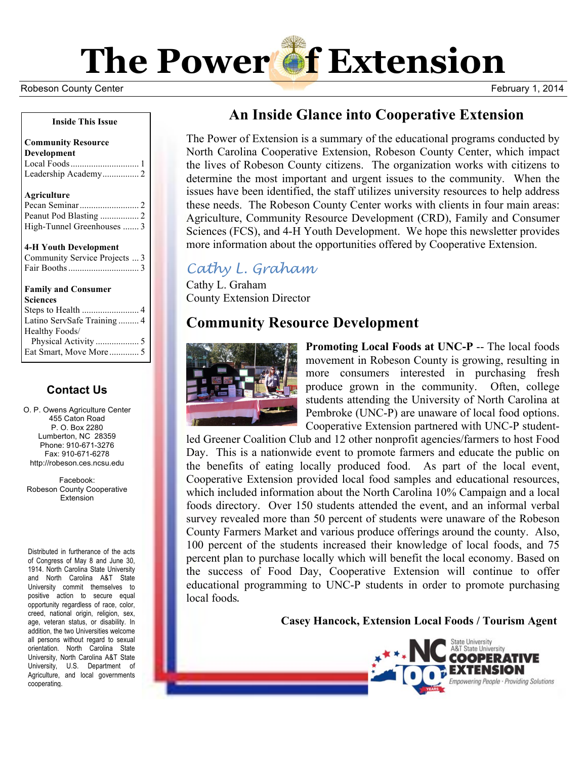# The Power of Extension

Robeson County Center

February 1, 2014

## An Inside Glance into Cooperative Extension

The Power of Extension is a summary of the educational programs conducted by North Carolina Cooperative Extension, Robeson County Center, which impact the lives of Robeson County citizens. The organization works with citizens to determine the most important and urgent issues to the community. When the issues have been identified, the staff utilizes university resources to help address these needs. The Robeson County Center works with clients in four main areas: Agriculture, Community Resource Development (CRD), Family and Consumer Sciences (FCS), and 4-H Youth Development. We hope this newsletter provides more information about the opportunities offered by Cooperative Extension.

*Cathy L. Graham*

Cathy L. Graham
County Extension Director

## Community Resource Development

**Promoting Local Foods at UNC-P** -- The local foods movement in Robeson County is growing, resulting in more consumers interested in purchasing fresh produce grown in the community. Often, college students attending the University of North Carolina at Pembroke (UNC-P) are unaware of local food options. Cooperative Extension partnered with UNC-P student-led Greener Coalition Club and 12 other nonprofit agencies/farmers to host Food Day. This is a nationwide event to promote farmers and educate the public on the benefits of eating locally produced food. As part of the local event, Cooperative Extension provided local food samples and educational resources, which included information about the North Carolina 10% Campaign and a local foods directory. Over 150 students attended the event, and an informal verbal survey revealed more than 50 percent of students were unaware of the Robeson County Farmers Market and various produce offerings around the county. Also, 100 percent of the students increased their knowledge of local foods, and 75 percent plan to purchase locally which will benefit the local economy. Based on the success of Food Day, Cooperative Extension will continue to offer educational programming to UNC-P students in order to promote purchasing local foods.

**Casey Hancock, Extension Local Foods / Tourism Agent**

---

**Inside This Issue**

**Community Resource Development**
- Local Foods ..... 1
- Leadership Academy ..... 2

**Agriculture**
- Pecan Seminar ..... 2
- Peanut Pod Blasting ..... 2
- High-Tunnel Greenhouses ..... 3

**4-H Youth Development**
- Community Service Projects ..... 3
- Fair Booths ..... 3

**Family and Consumer Sciences**
- Steps to Health ..... 4
- Latino ServSafe Training ..... 4
- Healthy Foods/ Physical Activity ..... 5
- Eat Smart, Move More ..... 5

### Contact Us

O. P. Owens Agriculture Center
455 Caton Road
P. O. Box 2280
Lumberton, NC 28359
Phone: 910-671-3276
Fax: 910-671-6278
http://robeson.ces.ncsu.edu

Facebook:
Robeson County Cooperative Extension

Distributed in furtherance of the acts of Congress of May 8 and June 30, 1914. North Carolina State University and North Carolina A&T State University commit themselves to positive action to secure equal opportunity regardless of race, color, creed, national origin, religion, sex, age, veteran status, or disability. In addition, the two Universities welcome all persons without regard to sexual orientation. North Carolina State University, North Carolina A&T State University, U.S. Department of Agriculture, and local governments cooperating.

NC State University / A&T State University COOPERATIVE EXTENSION — 100 Years — Empowering People · Providing Solutions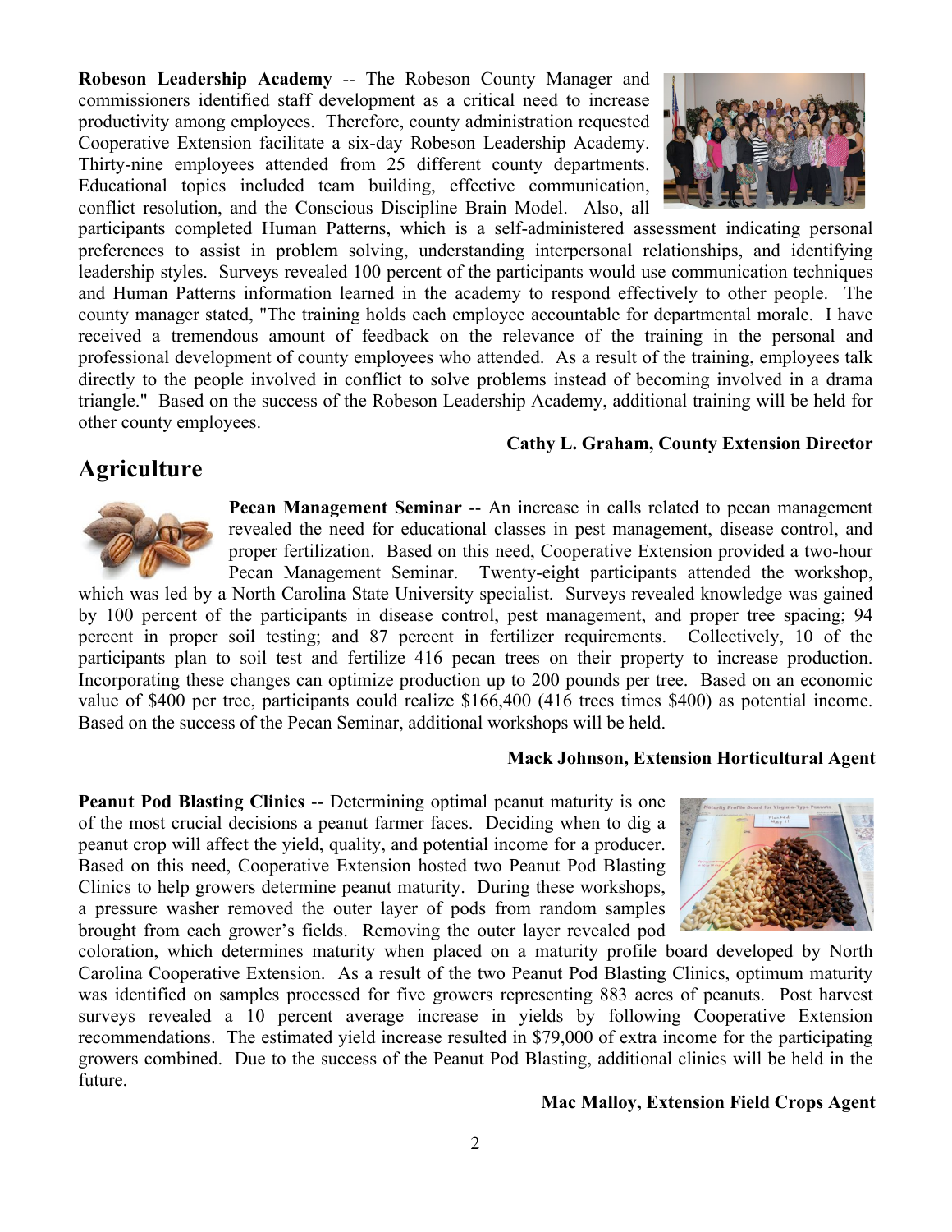**Robeson Leadership Academy** -- The Robeson County Manager and commissioners identified staff development as a critical need to increase productivity among employees. Therefore, county administration requested Cooperative Extension facilitate a six-day Robeson Leadership Academy. Thirty-nine employees attended from 25 different county departments. Educational topics included team building, effective communication, conflict resolution, and the Conscious Discipline Brain Model. Also, all participants completed Human Patterns, which is a self-administered assessment indicating personal preferences to assist in problem solving, understanding interpersonal relationships, and identifying leadership styles. Surveys revealed 100 percent of the participants would use communication techniques and Human Patterns information learned in the academy to respond effectively to other people. The county manager stated, "The training holds each employee accountable for departmental morale. I have received a tremendous amount of feedback on the relevance of the training in the personal and professional development of county employees who attended. As a result of the training, employees talk directly to the people involved in conflict to solve problems instead of becoming involved in a drama triangle." Based on the success of the Robeson Leadership Academy, additional training will be held for other county employees.

**Cathy L. Graham, County Extension Director**

## Agriculture

**Pecan Management Seminar** -- An increase in calls related to pecan management revealed the need for educational classes in pest management, disease control, and proper fertilization. Based on this need, Cooperative Extension provided a two-hour Pecan Management Seminar. Twenty-eight participants attended the workshop, which was led by a North Carolina State University specialist. Surveys revealed knowledge was gained by 100 percent of the participants in disease control, pest management, and proper tree spacing; 94 percent in proper soil testing; and 87 percent in fertilizer requirements. Collectively, 10 of the participants plan to soil test and fertilize 416 pecan trees on their property to increase production. Incorporating these changes can optimize production up to 200 pounds per tree. Based on an economic value of $400 per tree, participants could realize $166,400 (416 trees times $400) as potential income. Based on the success of the Pecan Seminar, additional workshops will be held.

**Mack Johnson, Extension Horticultural Agent**

**Peanut Pod Blasting Clinics** -- Determining optimal peanut maturity is one of the most crucial decisions a peanut farmer faces. Deciding when to dig a peanut crop will affect the yield, quality, and potential income for a producer. Based on this need, Cooperative Extension hosted two Peanut Pod Blasting Clinics to help growers determine peanut maturity. During these workshops, a pressure washer removed the outer layer of pods from random samples brought from each grower's fields. Removing the outer layer revealed pod coloration, which determines maturity when placed on a maturity profile board developed by North Carolina Cooperative Extension. As a result of the two Peanut Pod Blasting Clinics, optimum maturity was identified on samples processed for five growers representing 883 acres of peanuts. Post harvest surveys revealed a 10 percent average increase in yields by following Cooperative Extension recommendations. The estimated yield increase resulted in $79,000 of extra income for the participating growers combined. Due to the success of the Peanut Pod Blasting, additional clinics will be held in the future.

**Mac Malloy, Extension Field Crops Agent**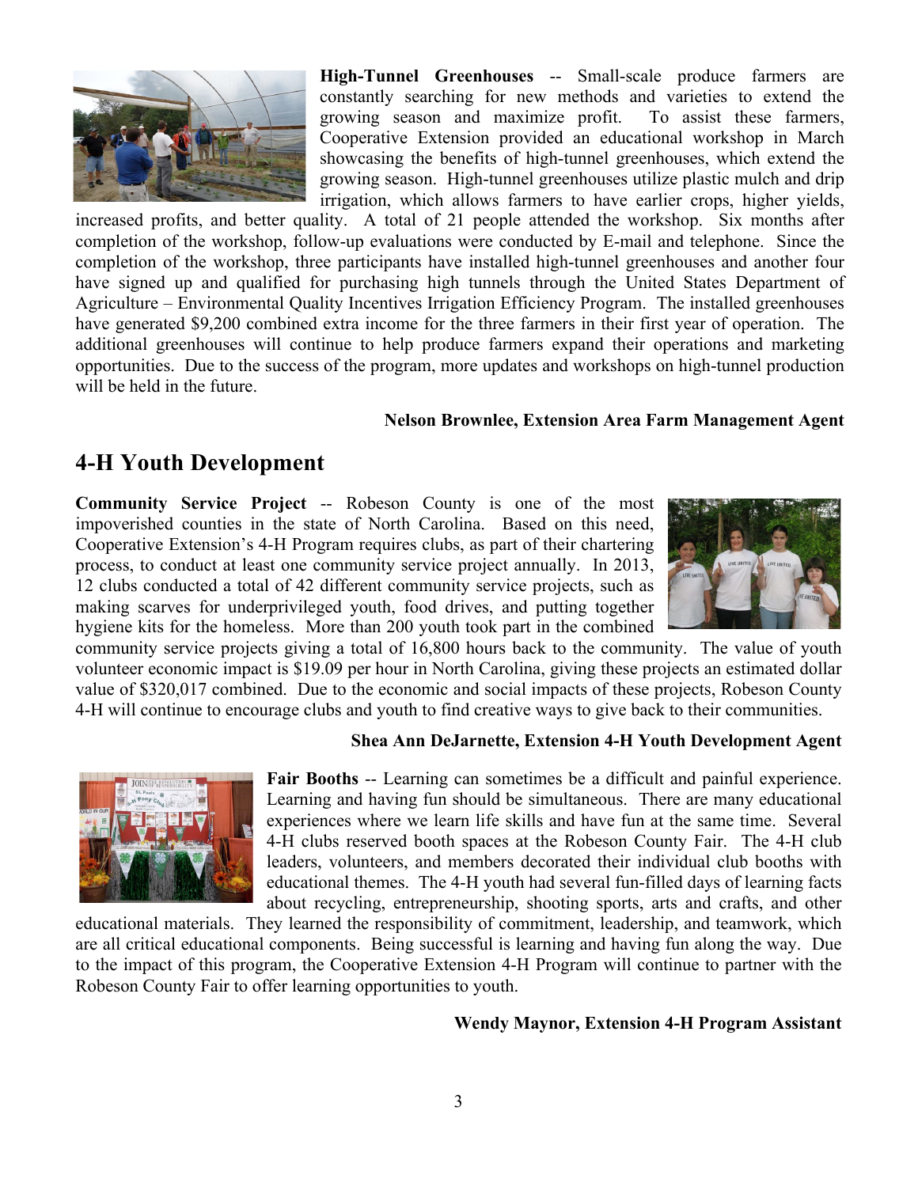**High-Tunnel Greenhouses** -- Small-scale produce farmers are constantly searching for new methods and varieties to extend the growing season and maximize profit. To assist these farmers, Cooperative Extension provided an educational workshop in March showcasing the benefits of high-tunnel greenhouses, which extend the growing season. High-tunnel greenhouses utilize plastic mulch and drip irrigation, which allows farmers to have earlier crops, higher yields, increased profits, and better quality. A total of 21 people attended the workshop. Six months after completion of the workshop, follow-up evaluations were conducted by E-mail and telephone. Since the completion of the workshop, three participants have installed high-tunnel greenhouses and another four have signed up and qualified for purchasing high tunnels through the United States Department of Agriculture – Environmental Quality Incentives Irrigation Efficiency Program. The installed greenhouses have generated $9,200 combined extra income for the three farmers in their first year of operation. The additional greenhouses will continue to help produce farmers expand their operations and marketing opportunities. Due to the success of the program, more updates and workshops on high-tunnel production will be held in the future.

**Nelson Brownlee, Extension Area Farm Management Agent**

## 4-H Youth Development

**Community Service Project** -- Robeson County is one of the most impoverished counties in the state of North Carolina. Based on this need, Cooperative Extension's 4-H Program requires clubs, as part of their chartering process, to conduct at least one community service project annually. In 2013, 12 clubs conducted a total of 42 different community service projects, such as making scarves for underprivileged youth, food drives, and putting together hygiene kits for the homeless. More than 200 youth took part in the combined community service projects giving a total of 16,800 hours back to the community. The value of youth volunteer economic impact is $19.09 per hour in North Carolina, giving these projects an estimated dollar value of $320,017 combined. Due to the economic and social impacts of these projects, Robeson County 4-H will continue to encourage clubs and youth to find creative ways to give back to their communities.

**Shea Ann DeJarnette, Extension 4-H Youth Development Agent**

**Fair Booths** -- Learning can sometimes be a difficult and painful experience. Learning and having fun should be simultaneous. There are many educational experiences where we learn life skills and have fun at the same time. Several 4-H clubs reserved booth spaces at the Robeson County Fair. The 4-H club leaders, volunteers, and members decorated their individual club booths with educational themes. The 4-H youth had several fun-filled days of learning facts about recycling, entrepreneurship, shooting sports, arts and crafts, and other educational materials. They learned the responsibility of commitment, leadership, and teamwork, which are all critical educational components. Being successful is learning and having fun along the way. Due to the impact of this program, the Cooperative Extension 4-H Program will continue to partner with the Robeson County Fair to offer learning opportunities to youth.

**Wendy Maynor, Extension 4-H Program Assistant**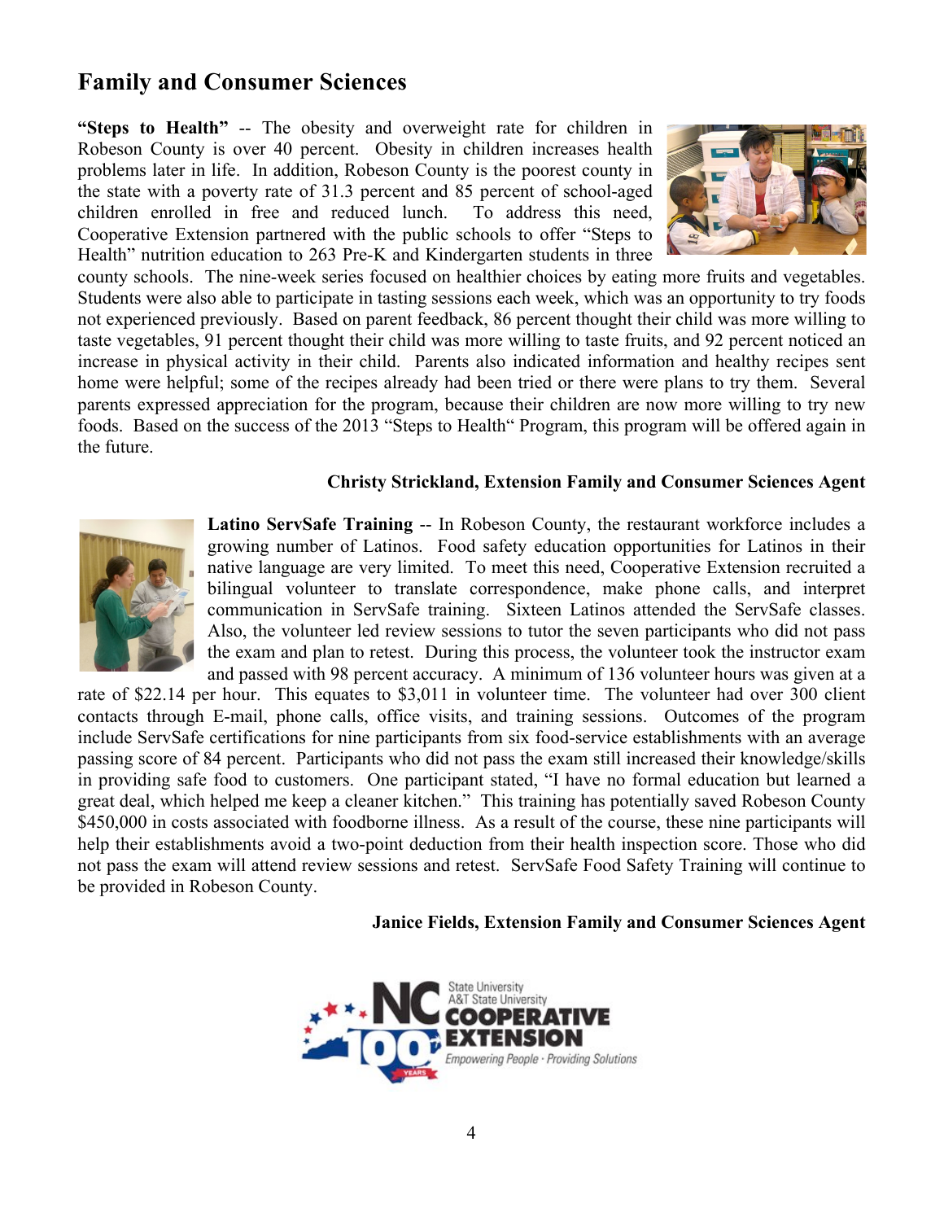## Family and Consumer Sciences

**"Steps to Health"** -- The obesity and overweight rate for children in Robeson County is over 40 percent. Obesity in children increases health problems later in life. In addition, Robeson County is the poorest county in the state with a poverty rate of 31.3 percent and 85 percent of school-aged children enrolled in free and reduced lunch. To address this need, Cooperative Extension partnered with the public schools to offer "Steps to Health" nutrition education to 263 Pre-K and Kindergarten students in three county schools. The nine-week series focused on healthier choices by eating more fruits and vegetables. Students were also able to participate in tasting sessions each week, which was an opportunity to try foods not experienced previously. Based on parent feedback, 86 percent thought their child was more willing to taste vegetables, 91 percent thought their child was more willing to taste fruits, and 92 percent noticed an increase in physical activity in their child. Parents also indicated information and healthy recipes sent home were helpful; some of the recipes already had been tried or there were plans to try them. Several parents expressed appreciation for the program, because their children are now more willing to try new foods. Based on the success of the 2013 "Steps to Health" Program, this program will be offered again in the future.

**Christy Strickland, Extension Family and Consumer Sciences Agent**

**Latino ServSafe Training** -- In Robeson County, the restaurant workforce includes a growing number of Latinos. Food safety education opportunities for Latinos in their native language are very limited. To meet this need, Cooperative Extension recruited a bilingual volunteer to translate correspondence, make phone calls, and interpret communication in ServSafe training. Sixteen Latinos attended the ServSafe classes. Also, the volunteer led review sessions to tutor the seven participants who did not pass the exam and plan to retest. During this process, the volunteer took the instructor exam and passed with 98 percent accuracy. A minimum of 136 volunteer hours was given at a rate of $22.14 per hour. This equates to $3,011 in volunteer time. The volunteer had over 300 client contacts through E-mail, phone calls, office visits, and training sessions. Outcomes of the program include ServSafe certifications for nine participants from six food-service establishments with an average passing score of 84 percent. Participants who did not pass the exam still increased their knowledge/skills in providing safe food to customers. One participant stated, "I have no formal education but learned a great deal, which helped me keep a cleaner kitchen." This training has potentially saved Robeson County $450,000 in costs associated with foodborne illness. As a result of the course, these nine participants will help their establishments avoid a two-point deduction from their health inspection score. Those who did not pass the exam will attend review sessions and retest. ServSafe Food Safety Training will continue to be provided in Robeson County.

**Janice Fields, Extension Family and Consumer Sciences Agent**

NC State University A&T State University COOPERATIVE EXTENSION 100 YEARS
Empowering People · Providing Solutions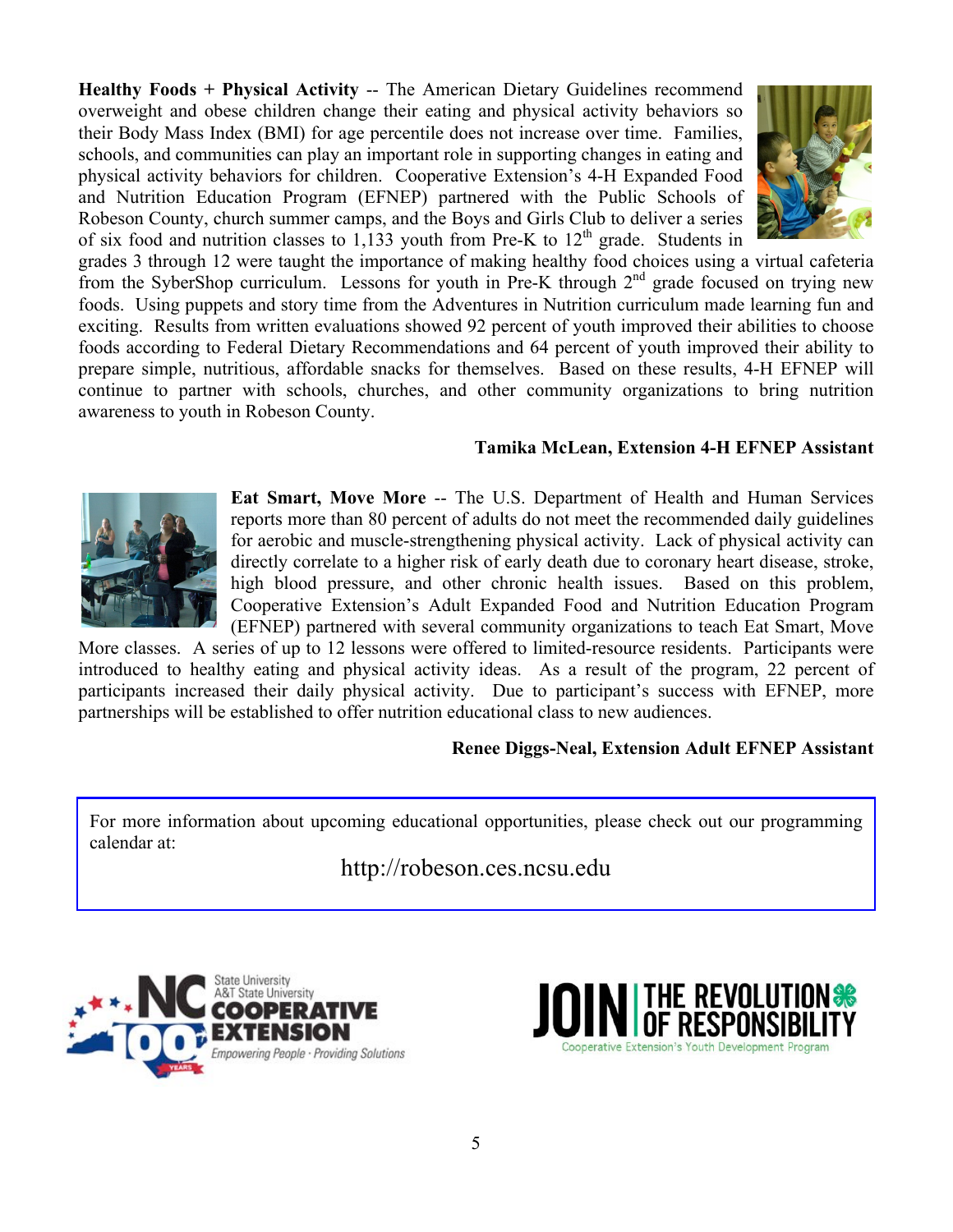**Healthy Foods + Physical Activity** -- The American Dietary Guidelines recommend overweight and obese children change their eating and physical activity behaviors so their Body Mass Index (BMI) for age percentile does not increase over time. Families, schools, and communities can play an important role in supporting changes in eating and physical activity behaviors for children. Cooperative Extension's 4-H Expanded Food and Nutrition Education Program (EFNEP) partnered with the Public Schools of Robeson County, church summer camps, and the Boys and Girls Club to deliver a series of six food and nutrition classes to 1,133 youth from Pre-K to 12th grade. Students in grades 3 through 12 were taught the importance of making healthy food choices using a virtual cafeteria from the SyberShop curriculum. Lessons for youth in Pre-K through 2nd grade focused on trying new foods. Using puppets and story time from the Adventures in Nutrition curriculum made learning fun and exciting. Results from written evaluations showed 92 percent of youth improved their abilities to choose foods according to Federal Dietary Recommendations and 64 percent of youth improved their ability to prepare simple, nutritious, affordable snacks for themselves. Based on these results, 4-H EFNEP will continue to partner with schools, churches, and other community organizations to bring nutrition awareness to youth in Robeson County.

**Tamika McLean, Extension 4-H EFNEP Assistant**

**Eat Smart, Move More** -- The U.S. Department of Health and Human Services reports more than 80 percent of adults do not meet the recommended daily guidelines for aerobic and muscle-strengthening physical activity. Lack of physical activity can directly correlate to a higher risk of early death due to coronary heart disease, stroke, high blood pressure, and other chronic health issues. Based on this problem, Cooperative Extension's Adult Expanded Food and Nutrition Education Program (EFNEP) partnered with several community organizations to teach Eat Smart, Move More classes. A series of up to 12 lessons were offered to limited-resource residents. Participants were introduced to healthy eating and physical activity ideas. As a result of the program, 22 percent of participants increased their daily physical activity. Due to participant's success with EFNEP, more partnerships will be established to offer nutrition educational class to new audiences.

**Renee Diggs-Neal, Extension Adult EFNEP Assistant**

For more information about upcoming educational opportunities, please check out our programming calendar at:

http://robeson.ces.ncsu.edu

NC State University A&T State University COOPERATIVE EXTENSION 100 YEARS Empowering People · Providing Solutions

JOIN THE REVOLUTION OF RESPONSIBILITY
Cooperative Extension's Youth Development Program